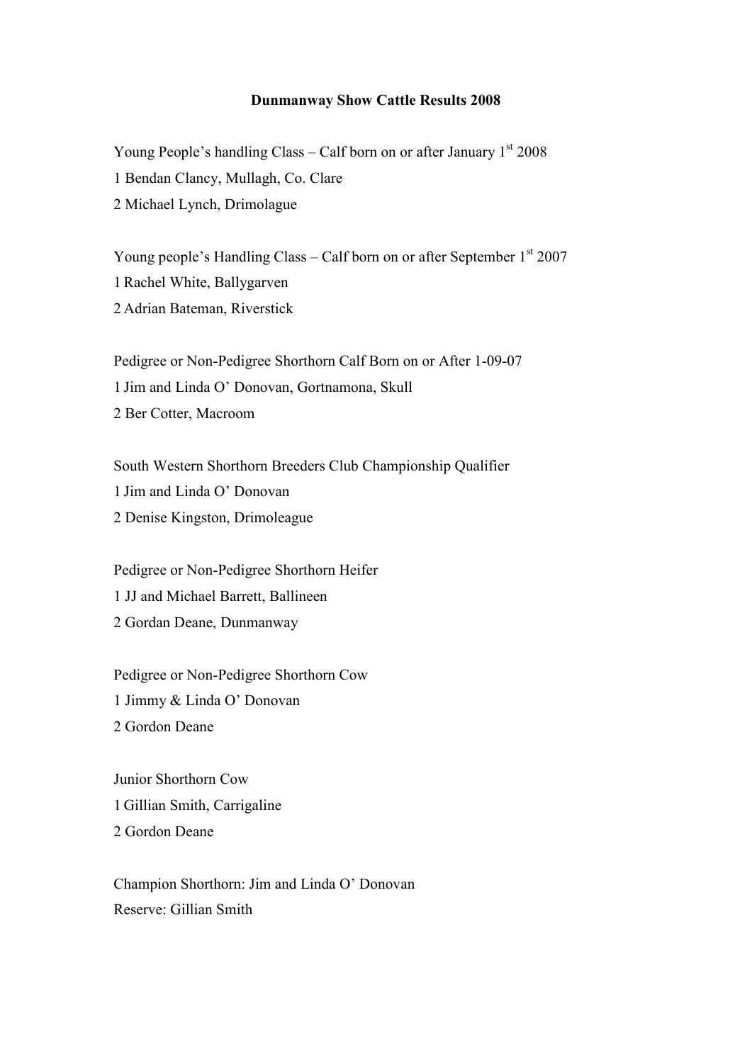# Dunmanway Show Cattle Results 2008

Young People's handling Class – Calf born on or after January 1st 2008

1 Bendan Clancy, Mullagh, Co. Clare

2 Michael Lynch, Drimolague

Young people's Handling Class – Calf born on or after September 1st 2007

1 Rachel White, Ballygarven

2 Adrian Bateman, Riverstick

Pedigree or Non-Pedigree Shorthorn Calf Born on or After 1-09-07

1 Jim and Linda O' Donovan, Gortnamona, Skull

2 Ber Cotter, Macroom

South Western Shorthorn Breeders Club Championship Qualifier

1 Jim and Linda O' Donovan

2 Denise Kingston, Drimoleague

Pedigree or Non-Pedigree Shorthorn Heifer

1 JJ and Michael Barrett, Ballineen

2 Gordan Deane, Dunmanway

Pedigree or Non-Pedigree Shorthorn Cow

1 Jimmy & Linda O' Donovan

2 Gordon Deane

Junior Shorthorn Cow

1 Gillian Smith, Carrigaline

2 Gordon Deane

Champion Shorthorn: Jim and Linda O' Donovan

Reserve: Gillian Smith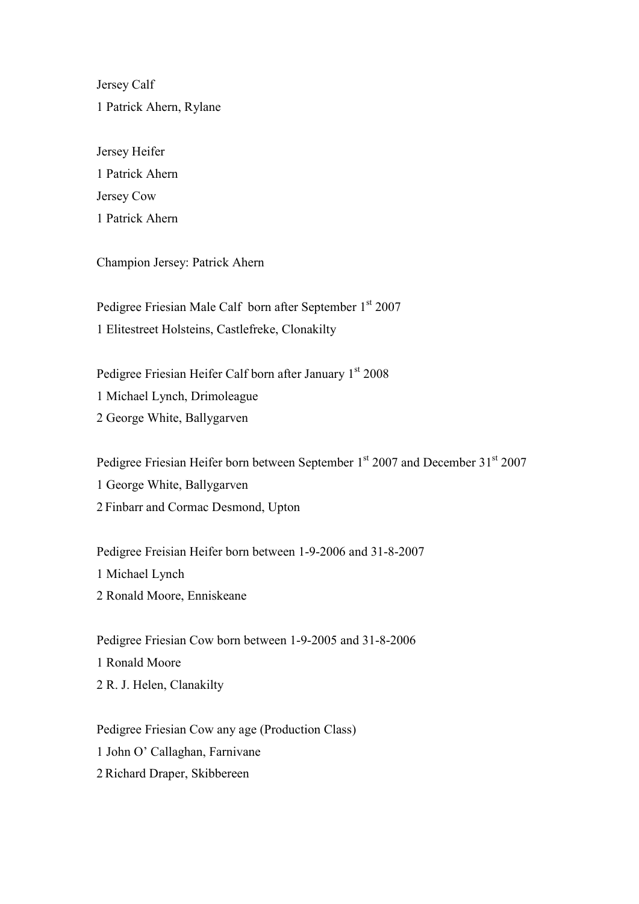Jersey Calf

1 Patrick Ahern, Rylane

Jersey Heifer

1 Patrick Ahern

Jersey Cow

1 Patrick Ahern

Champion Jersey: Patrick Ahern

Pedigree Friesian Male Calf born after September 1st 2007

1 Elitestreet Holsteins, Castlefreke, Clonakilty

Pedigree Friesian Heifer Calf born after January 1st 2008

1 Michael Lynch, Drimoleague

2 George White, Ballygarven

Pedigree Friesian Heifer born between September 1st 2007 and December 31st 2007

1 George White, Ballygarven

2 Finbarr and Cormac Desmond, Upton

Pedigree Freisian Heifer born between 1-9-2006 and 31-8-2007

1 Michael Lynch

2 Ronald Moore, Enniskeane

Pedigree Friesian Cow born between 1-9-2005 and 31-8-2006

1 Ronald Moore

2 R. J. Helen, Clanakilty

Pedigree Friesian Cow any age (Production Class)

1 John O' Callaghan, Farnivane

2 Richard Draper, Skibbereen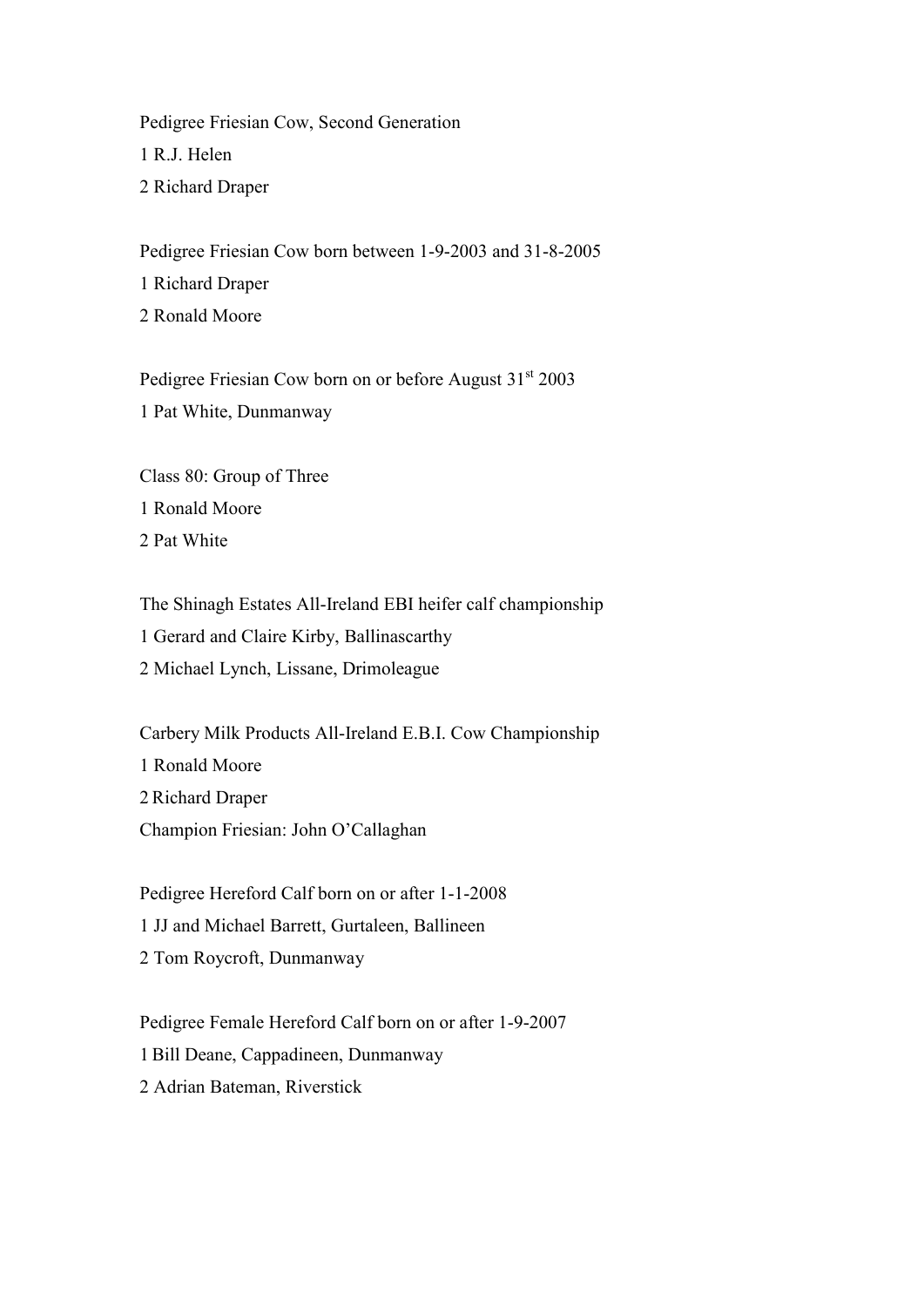Pedigree Friesian Cow, Second Generation

1 R.J. Helen

2 Richard Draper

Pedigree Friesian Cow born between 1-9-2003 and 31-8-2005

1 Richard Draper

2 Ronald Moore

Pedigree Friesian Cow born on or before August 31st 2003

1 Pat White, Dunmanway

Class 80: Group of Three

1 Ronald Moore

2 Pat White

The Shinagh Estates All-Ireland EBI heifer calf championship

1 Gerard and Claire Kirby, Ballinascarthy

2 Michael Lynch, Lissane, Drimoleague

Carbery Milk Products All-Ireland E.B.I. Cow Championship

1 Ronald Moore

2 Richard Draper

Champion Friesian: John O'Callaghan

Pedigree Hereford Calf born on or after 1-1-2008

1 JJ and Michael Barrett, Gurtaleen, Ballineen

2 Tom Roycroft, Dunmanway

Pedigree Female Hereford Calf born on or after 1-9-2007

1 Bill Deane, Cappadineen, Dunmanway

2 Adrian Bateman, Riverstick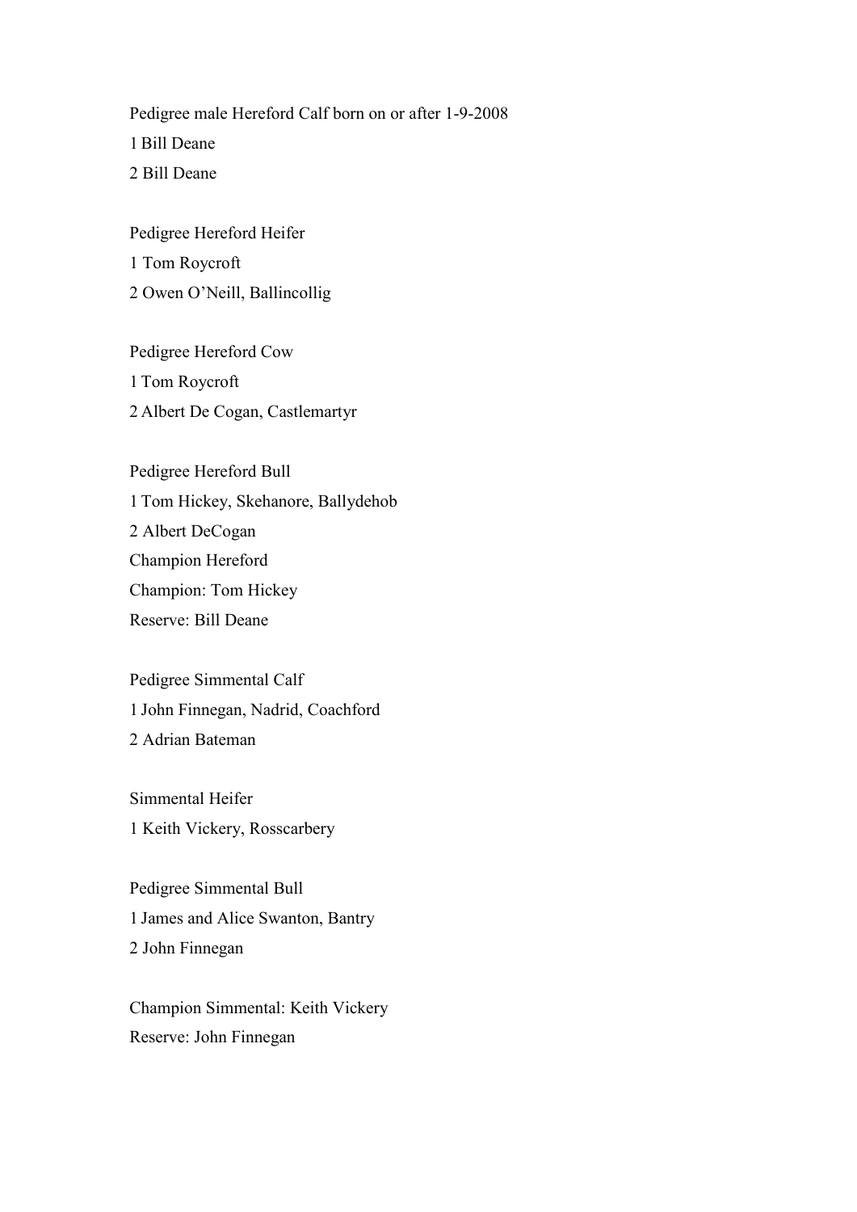Pedigree male Hereford Calf born on or after 1-9-2008

1 Bill Deane

2 Bill Deane

Pedigree Hereford Heifer

1 Tom Roycroft

2 Owen O'Neill, Ballincollig

Pedigree Hereford Cow

1 Tom Roycroft

2 Albert De Cogan, Castlemartyr

Pedigree Hereford Bull

1 Tom Hickey, Skehanore, Ballydehob

2 Albert DeCogan

Champion Hereford

Champion: Tom Hickey

Reserve: Bill Deane

Pedigree Simmental Calf

1 John Finnegan, Nadrid, Coachford

2 Adrian Bateman

Simmental Heifer

1 Keith Vickery, Rosscarbery

Pedigree Simmental Bull

1 James and Alice Swanton, Bantry

2 John Finnegan

Champion Simmental: Keith Vickery

Reserve: John Finnegan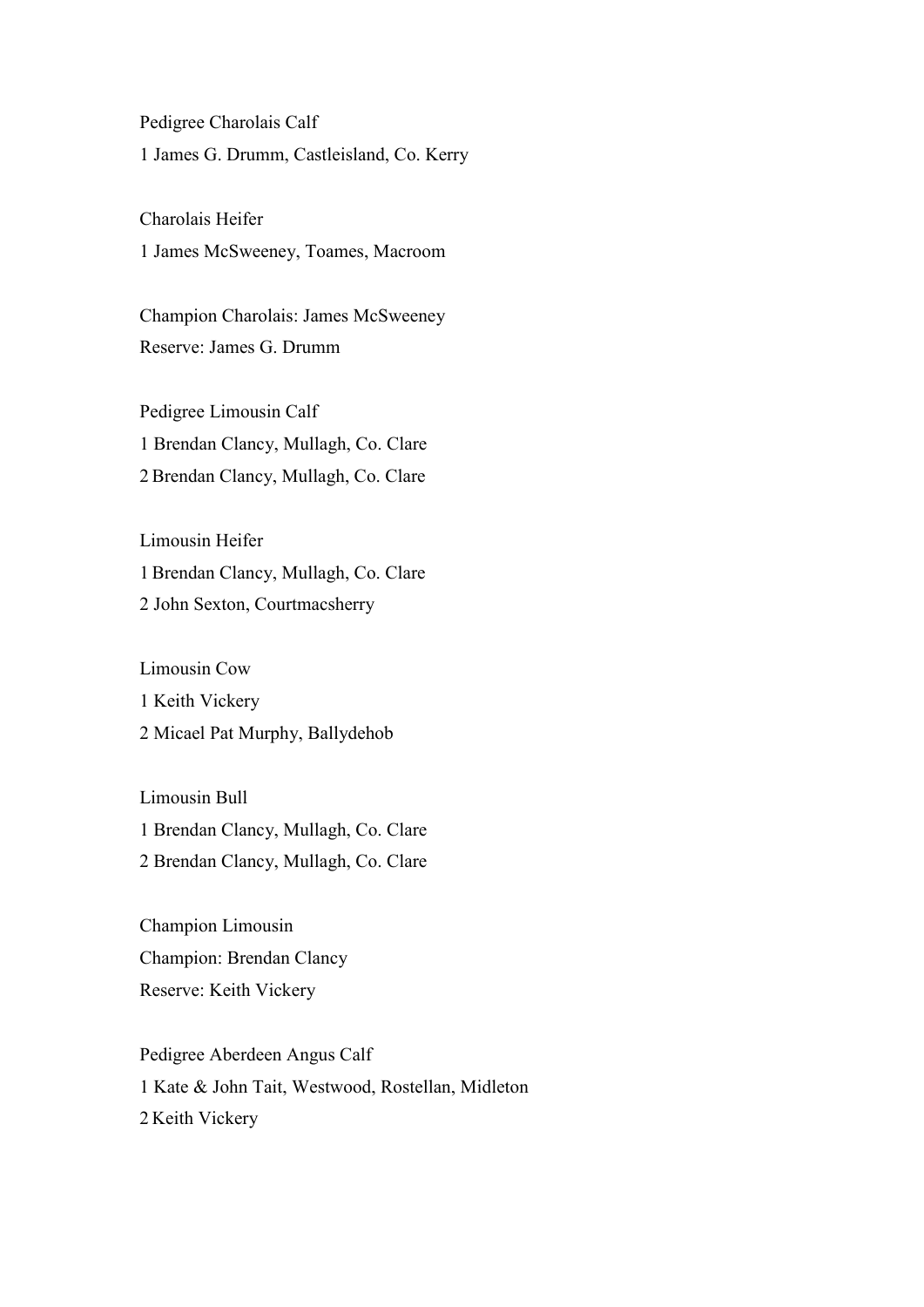Pedigree Charolais Calf
1 James G. Drumm, Castleisland, Co. Kerry

Charolais Heifer
1 James McSweeney, Toames, Macroom

Champion Charolais: James McSweeney
Reserve: James G. Drumm

Pedigree Limousin Calf
1 Brendan Clancy, Mullagh, Co. Clare
2 Brendan Clancy, Mullagh, Co. Clare

Limousin Heifer
1 Brendan Clancy, Mullagh, Co. Clare
2 John Sexton, Courtmacsherry

Limousin Cow
1 Keith Vickery
2 Micael Pat Murphy, Ballydehob

Limousin Bull
1 Brendan Clancy, Mullagh, Co. Clare
2 Brendan Clancy, Mullagh, Co. Clare

Champion Limousin
Champion: Brendan Clancy
Reserve: Keith Vickery

Pedigree Aberdeen Angus Calf
1 Kate & John Tait, Westwood, Rostellan, Midleton
2 Keith Vickery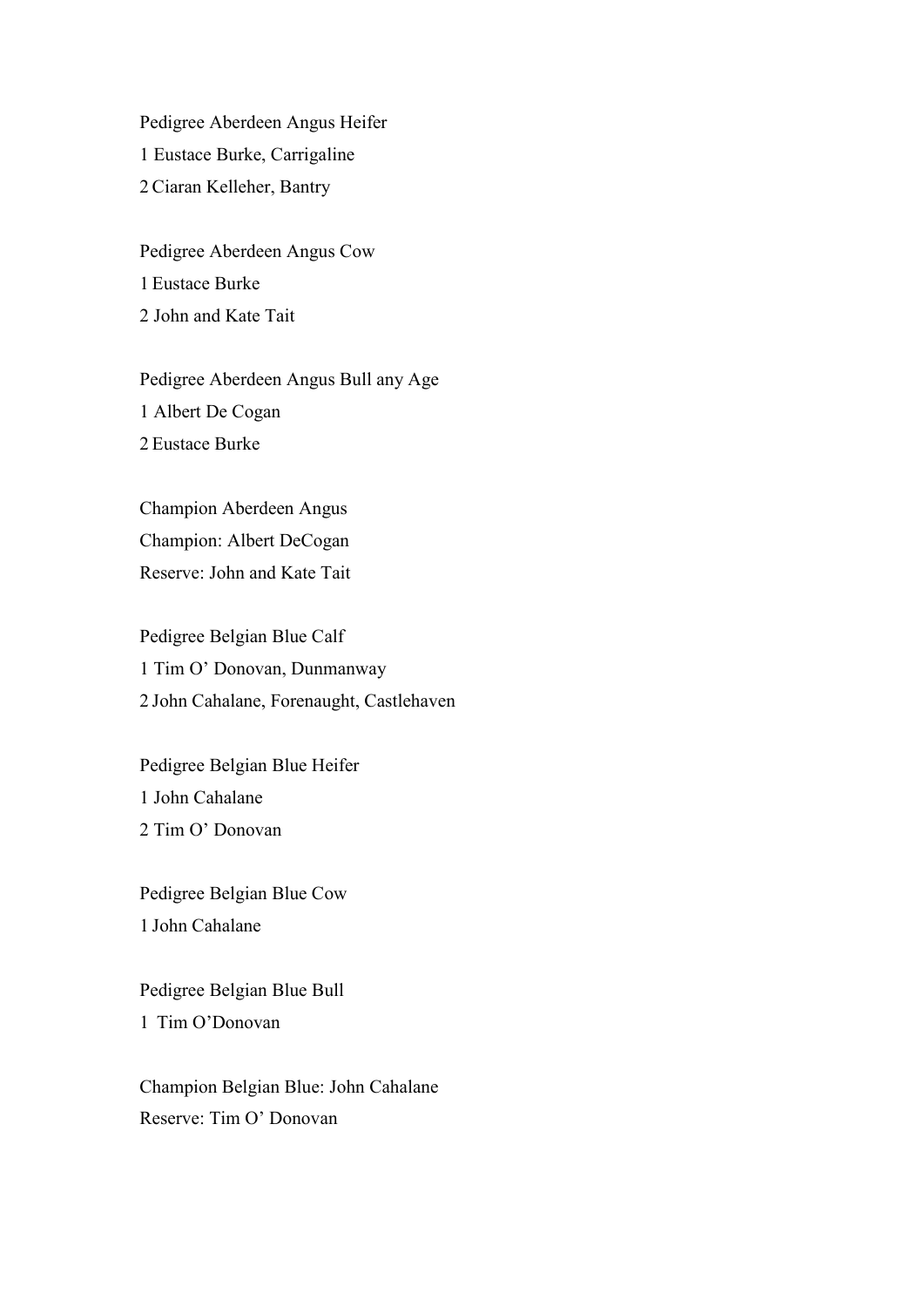Pedigree Aberdeen Angus Heifer

1 Eustace Burke, Carrigaline

2 Ciaran Kelleher, Bantry

Pedigree Aberdeen Angus Cow

1 Eustace Burke

2 John and Kate Tait

Pedigree Aberdeen Angus Bull any Age

1 Albert De Cogan

2 Eustace Burke

Champion Aberdeen Angus

Champion: Albert DeCogan

Reserve: John and Kate Tait

Pedigree Belgian Blue Calf

1 Tim O' Donovan, Dunmanway

2 John Cahalane, Forenaught, Castlehaven

Pedigree Belgian Blue Heifer

1 John Cahalane

2 Tim O' Donovan

Pedigree Belgian Blue Cow

1 John Cahalane

Pedigree Belgian Blue Bull

1 Tim O'Donovan

Champion Belgian Blue: John Cahalane

Reserve: Tim O' Donovan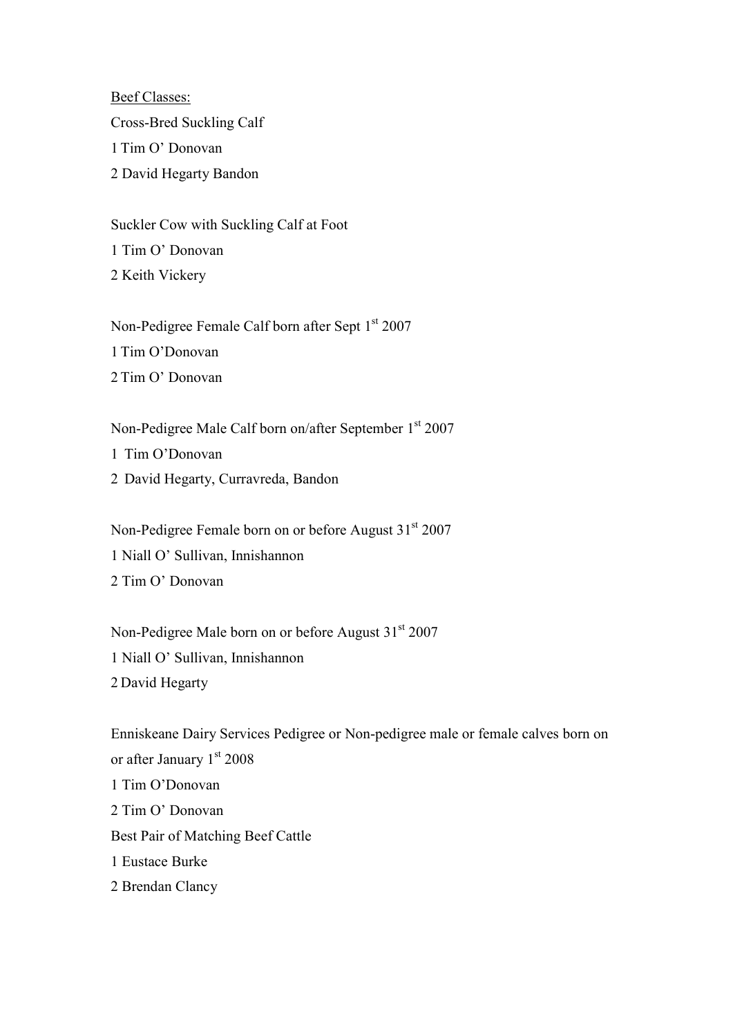Beef Classes:

Cross-Bred Suckling Calf

1 Tim O' Donovan

2 David Hegarty Bandon

Suckler Cow with Suckling Calf at Foot

1 Tim O' Donovan

2 Keith Vickery

Non-Pedigree Female Calf born after Sept 1st 2007

1 Tim O'Donovan

2 Tim O' Donovan

Non-Pedigree Male Calf born on/after September 1st 2007

1 Tim O'Donovan

2 David Hegarty, Curravreda, Bandon

Non-Pedigree Female born on or before August 31st 2007

1 Niall O' Sullivan, Innishannon

2 Tim O' Donovan

Non-Pedigree Male born on or before August 31st 2007

1 Niall O' Sullivan, Innishannon

2 David Hegarty

Enniskeane Dairy Services Pedigree or Non-pedigree male or female calves born on or after January 1st 2008

1 Tim O'Donovan

2 Tim O' Donovan

Best Pair of Matching Beef Cattle

1 Eustace Burke

2 Brendan Clancy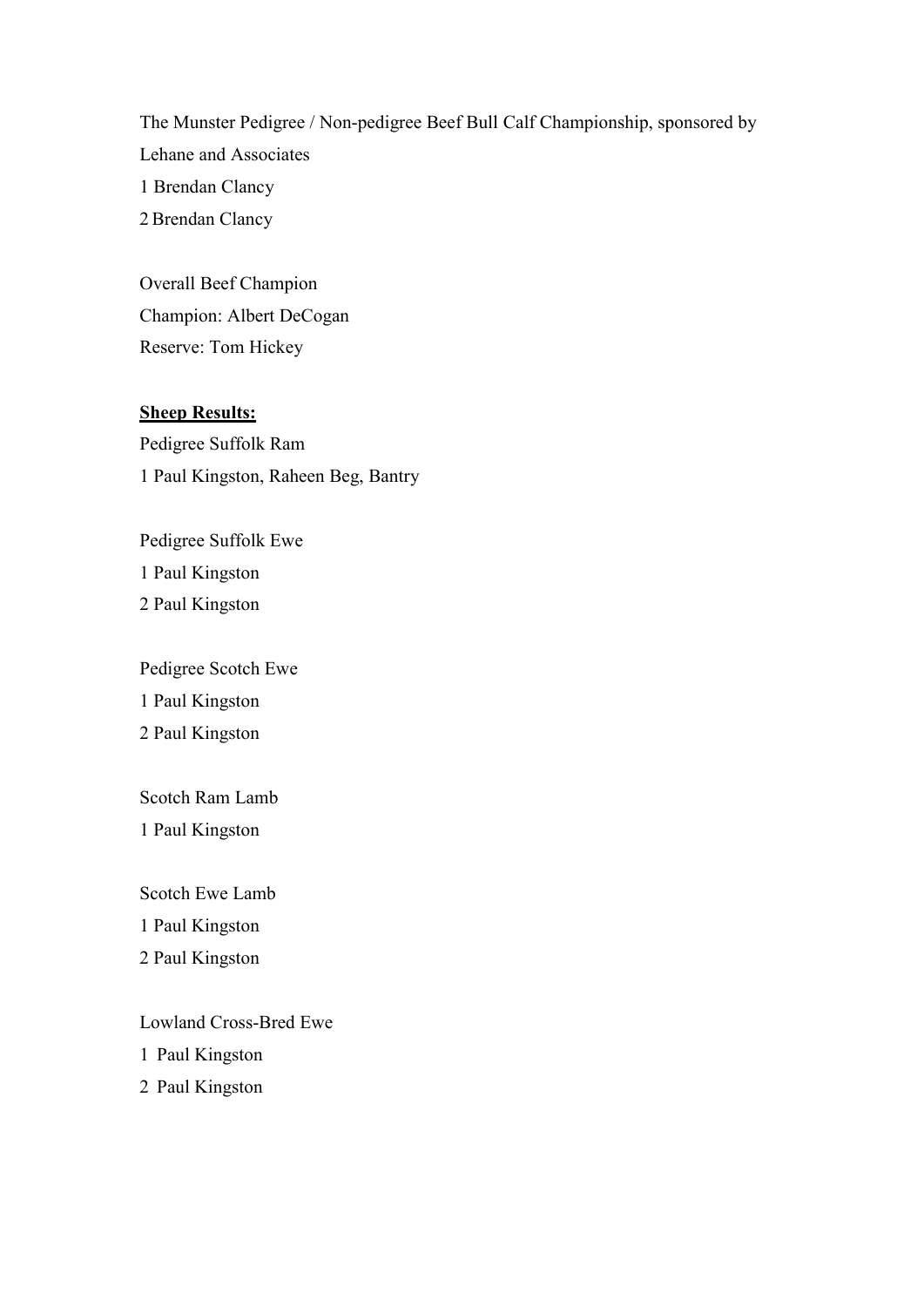The Munster Pedigree / Non-pedigree Beef Bull Calf Championship, sponsored by Lehane and Associates

1 Brendan Clancy

2 Brendan Clancy

Overall Beef Champion

Champion: Albert DeCogan

Reserve: Tom Hickey

**Sheep Results:**

Pedigree Suffolk Ram

1 Paul Kingston, Raheen Beg, Bantry

Pedigree Suffolk Ewe

1 Paul Kingston

2 Paul Kingston

Pedigree Scotch Ewe

1 Paul Kingston

2 Paul Kingston

Scotch Ram Lamb

1 Paul Kingston

Scotch Ewe Lamb

1 Paul Kingston

2 Paul Kingston

Lowland Cross-Bred Ewe

1 Paul Kingston

2 Paul Kingston